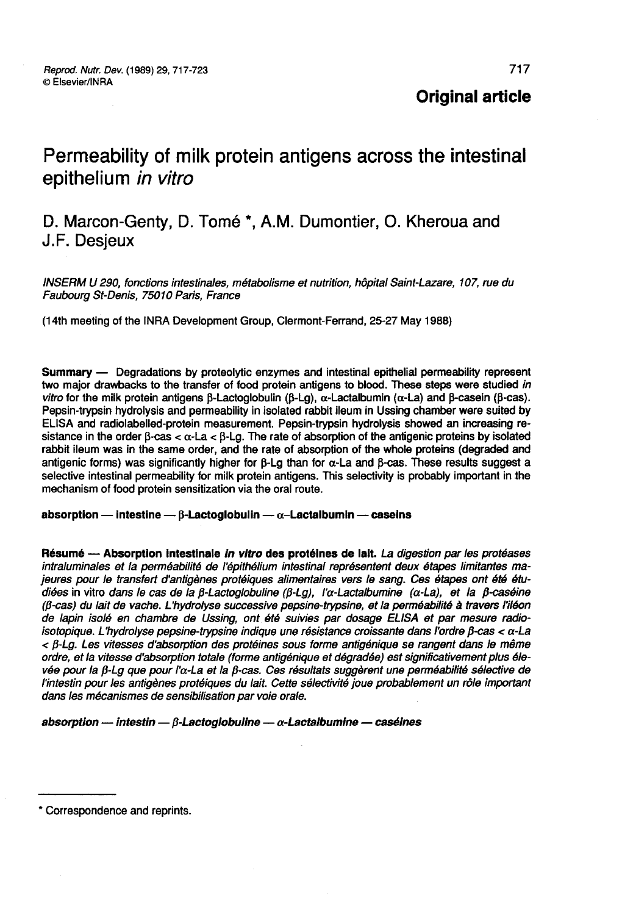**Original article**

# Permeability of milk protein antigens across the intestinal epithelium *in vitro*

D. Marcon-Genty, D. Tomé *, A.M. Dumontier, O. Kheroua and J.F. Desjeux

*INSERM U 290, fonctions intestinales, métabolisme et nutrition, hôpital Saint-Lazare, 107, rue du Faubourg St-Denis, 75010 Paris, France*

(14th meeting of the INRA Development Group, Clermont-Ferrand, 25-27 May 1988)

**Summary** — Degradations by proteolytic enzymes and intestinal epithelial permeability represent two major drawbacks to the transfer of food protein antigens to blood. These steps were studied *in vitro* for the milk protein antigens β-Lactoglobulin (β-Lg), α-Lactalbumin (α-La) and β-casein (β-cas). Pepsin-trypsin hydrolysis and permeability in isolated rabbit ileum in Ussing chamber were suited by ELISA and radiolabelled-protein measurement. Pepsin-trypsin hydrolysis showed an increasing resistance in the order β-cas < α-La < β-Lg. The rate of absorption of the antigenic proteins by isolated rabbit ileum was in the same order, and the rate of absorption of the whole proteins (degraded and antigenic forms) was significantly higher for β-Lg than for α-La and β-cas. These results suggest a selective intestinal permeability for milk protein antigens. This selectivity is probably important in the mechanism of food protein sensitization via the oral route.

**absorption — intestine — β-Lactoglobulin — α-Lactalbumin — caseins**

**Résumé — Absorption intestinale *in vitro* des protéines de lait.** *La digestion par les protéases intraluminales et la perméabilité de l'épithélium intestinal représentent deux étapes limitantes majeures pour le transfert d'antigènes protéiques alimentaires vers le sang. Ces étapes ont été étudiées* in vitro *dans le cas de la β-Lactoglobuline (β-Lg), l'α-Lactalbumine (α-La), et la β-caséine (β-cas) du lait de vache. L'hydrolyse successive pepsine-trypsine, et la perméabilité à travers l'iléon de lapin isolé en chambre de Ussing, ont été suivies par dosage ELISA et par mesure radio-isotopique. L'hydrolyse pepsine-trypsine indique une résistance croissante dans l'ordre β-cas < α-La < β-Lg. Les vitesses d'absorption des protéines sous forme antigénique se rangent dans le même ordre, et la vitesse d'absorption totale (forme antigénique et dégradée) est significativement plus élevée pour la β-Lg que pour l'α-La et la β-cas. Ces résultats suggèrent une perméabilité sélective de l'intestin pour les antigènes protéiques du lait. Cette sélectivité joue probablement un rôle important dans les mécanismes de sensibilisation par voie orale.*

***absorption — intestin — β-Lactoglobuline — α-Lactalbumine — caséines***

---

\* Correspondence and reprints.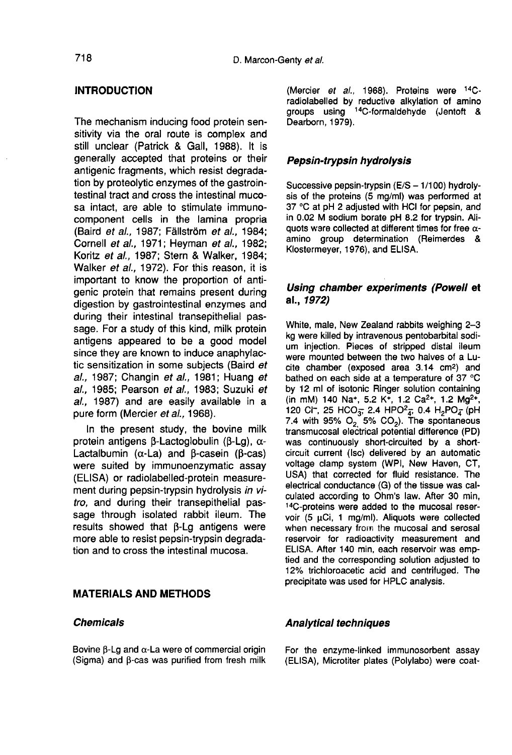## INTRODUCTION

The mechanism inducing food protein sensitivity via the oral route is complex and still unclear (Patrick & Gall, 1988). It is generally accepted that proteins or their antigenic fragments, which resist degradation by proteolytic enzymes of the gastrointestinal tract and cross the intestinal mucosa intact, are able to stimulate immunocomponent cells in the lamina propria (Baird *et al.*, 1987; Fällström *et al.*, 1984; Cornell *et al.*, 1971; Heyman *et al.*, 1982; Koritz *et al.*, 1987; Stern & Walker, 1984; Walker *et al.*, 1972). For this reason, it is important to know the proportion of antigenic protein that remains present during digestion by gastrointestinal enzymes and during their intestinal transepithelial passage. For a study of this kind, milk protein antigens appeared to be a good model since they are known to induce anaphylactic sensitization in some subjects (Baird *et al.*, 1987; Changin *et al.*, 1981; Huang *et al.*, 1985; Pearson *et al.*, 1983; Suzuki *et al.*, 1987) and are easily available in a pure form (Mercier *et al.*, 1968).

In the present study, the bovine milk protein antigens β-Lactoglobulin (β-Lg), α-Lactalbumin (α-La) and β-casein (β-cas) were suited by immunoenzymatic assay (ELISA) or radiolabelled-protein measurement during pepsin-trypsin hydrolysis *in vitro*, and during their transepithelial passage through isolated rabbit ileum. The results showed that β-Lg antigens were more able to resist pepsin-trypsin degradation and to cross the intestinal mucosa.

## MATERIALS AND METHODS

### *Chemicals*

Bovine β-Lg and α-La were of commercial origin (Sigma) and β-cas was purified from fresh milk (Mercier *et al.*, 1968). Proteins were $^{14}C$-radiolabelled by reductive alkylation of amino groups using $^{14}C$-formaldehyde (Jentoft & Dearborn, 1979).

### *Pepsin-trypsin hydrolysis*

Successive pepsin-trypsin (E/S – 1/100) hydrolysis of the proteins (5 mg/ml) was performed at 37 °C at pH 2 adjusted with HCl for pepsin, and in 0.02 M sodium borate pH 8.2 for trypsin. Aliquots were collected at different times for free α-amino group determination (Reimerdes & Klostermeyer, 1976), and ELISA.

### *Using chamber experiments (Powell* et al., *1972)*

White, male, New Zealand rabbits weighing 2–3 kg were killed by intravenous pentobarbital sodium injection. Pieces of stripped distal ileum were mounted between the two halves of a Lucite chamber (exposed area 3.14 $cm^2$) and bathed on each side at a temperature of 37 °C by 12 ml of isotonic Ringer solution containing (in mM) 140 $Na^+$, 5.2 $K^+$, 1.2 $Ca^{2+}$, 1.2 $Mg^{2+}$, 120 $Cl^-$, 25 $HCO_3^-$, 2.4 $HPO_4^{2-}$, 0.4 $H_2PO_4^-$ (pH 7.4 with 95% $O_2$ 5% $CO_2$). The spontaneous transmucosal electrical potential difference (PD) was continuously short-circuited by a short-circuit current (Isc) delivered by an automatic voltage clamp system (WPI, New Haven, CT, USA) that corrected for fluid resistance. The electrical conductance (G) of the tissue was calculated according to Ohm's law. After 30 min, $^{14}C$-proteins were added to the mucosal reservoir (5 μCi, 1 mg/ml). Aliquots were collected when necessary from the mucosal and serosal reservoir for radioactivity measurement and ELISA. After 140 min, each reservoir was emptied and the corresponding solution adjusted to 12% trichloroacetic acid and centrifuged. The precipitate was used for HPLC analysis.

### *Analytical techniques*

For the enzyme-linked immunosorbent assay (ELISA), Microtiter plates (Polylabo) were coat-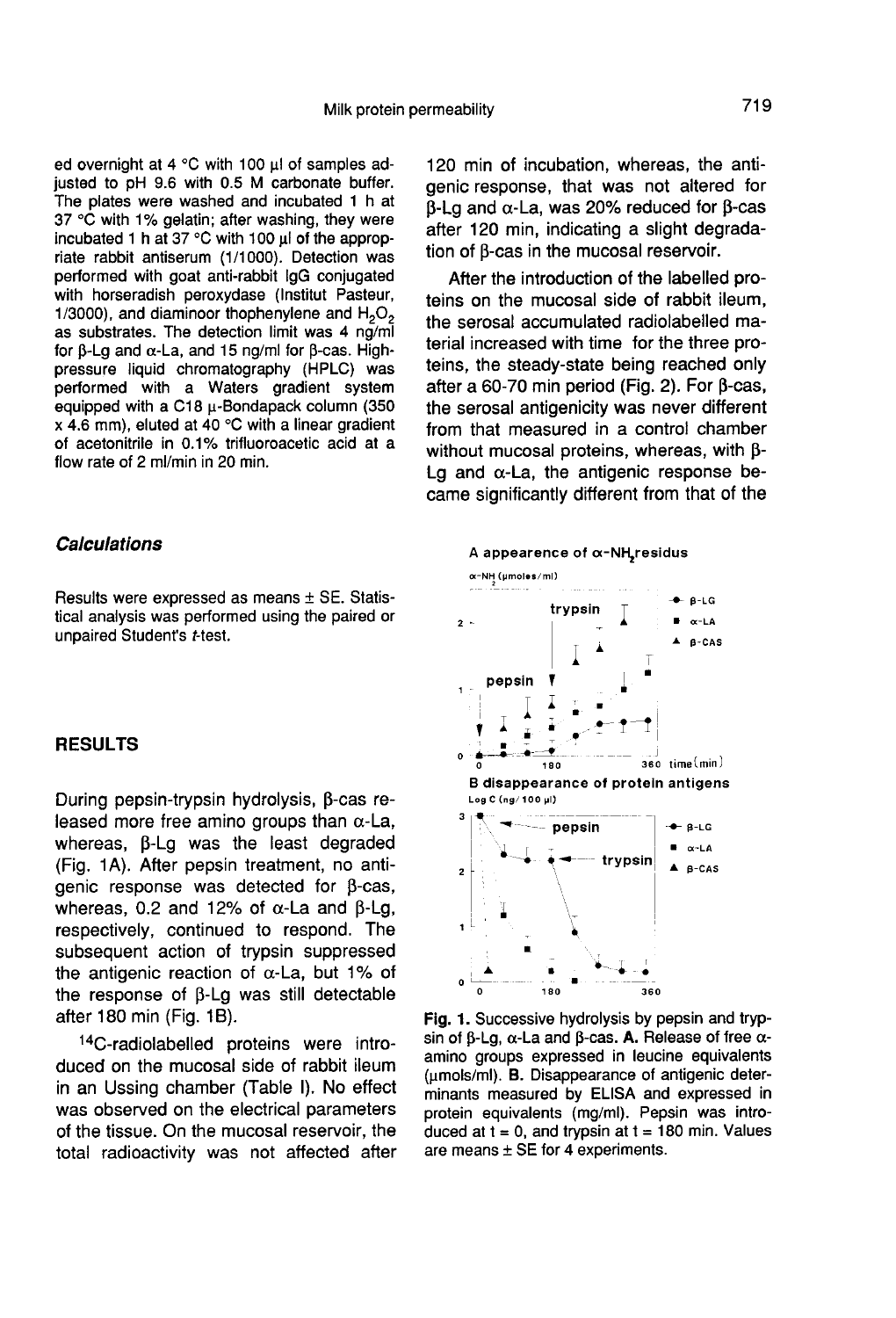ed overnight at 4 °C with 100 µl of samples adjusted to pH 9.6 with 0.5 M carbonate buffer. The plates were washed and incubated 1 h at 37 °C with 1% gelatin; after washing, they were incubated 1 h at 37 °C with 100 µl of the appropriate rabbit antiserum (1/1000). Detection was performed with goat anti-rabbit IgG conjugated with horseradish peroxydase (Institut Pasteur, 1/3000), and diaminoor thophenylene and $H_2O_2$ as substrates. The detection limit was 4 ng/ml for β-Lg and α-La, and 15 ng/ml for β-cas. High-pressure liquid chromatography (HPLC) was performed with a Waters gradient system equipped with a C18 µ-Bondapack column (350 x 4.6 mm), eluted at 40 °C with a linear gradient of acetonitrile in 0.1% trifluoroacetic acid at a flow rate of 2 ml/min in 20 min.

### *Calculations*

Results were expressed as means ± SE. Statistical analysis was performed using the paired or unpaired Student's *t*-test.

## RESULTS

During pepsin-trypsin hydrolysis, β-cas released more free amino groups than α-La, whereas, β-Lg was the least degraded (Fig. 1A). After pepsin treatment, no antigenic response was detected for β-cas, whereas, 0.2 and 12% of α-La and β-Lg, respectively, continued to respond. The subsequent action of trypsin suppressed the antigenic reaction of α-La, but 1% of the response of β-Lg was still detectable after 180 min (Fig. 1B).

[14]C-radiolabelled proteins were introduced on the mucosal side of rabbit ileum in an Ussing chamber (Table I). No effect was observed on the electrical parameters of the tissue. On the mucosal reservoir, the total radioactivity was not affected after 120 min of incubation, whereas, the antigenic response, that was not altered for β-Lg and α-La, was 20% reduced for β-cas after 120 min, indicating a slight degradation of β-cas in the mucosal reservoir.

After the introduction of the labelled proteins on the mucosal side of rabbit ileum, the serosal accumulated radiolabelled material increased with time for the three proteins, the steady-state being reached only after a 60-70 min period (Fig. 2). For β-cas, the serosal antigenicity was never different from that measured in a control chamber without mucosal proteins, whereas, with β-Lg and α-La, the antigenic response became significantly different from that of the

**Fig. 1.** Successive hydrolysis by pepsin and trypsin of β-Lg, α-La and β-cas. **A.** Release of free α-amino groups expressed in leucine equivalents (µmols/ml). **B.** Disappearance of antigenic determinants measured by ELISA and expressed in protein equivalents (mg/ml). Pepsin was introduced at t = 0, and trypsin at t = 180 min. Values are means ± SE for 4 experiments.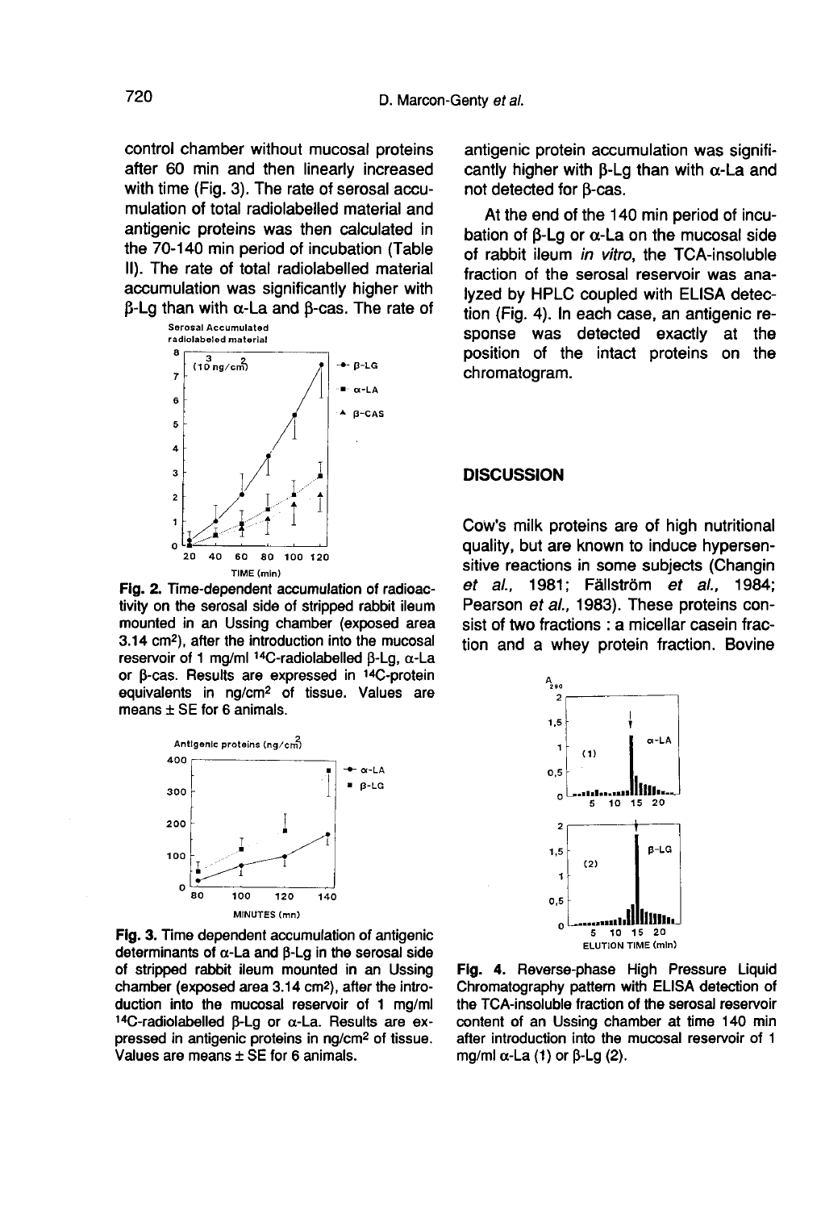control chamber without mucosal proteins after 60 min and then linearly increased with time (Fig. 3). The rate of serosal accumulation of total radiolabelled material and antigenic proteins was then calculated in the 70-140 min period of incubation (Table II). The rate of total radiolabelled material accumulation was significantly higher with β-Lg than with α-La and β-cas. The rate of antigenic protein accumulation was significantly higher with β-Lg than with α-La and not detected for β-cas.

Fig. 2. Time-dependent accumulation of radioactivity on the serosal side of stripped rabbit ileum mounted in an Ussing chamber (exposed area 3.14 $cm^2$), after the introduction into the mucosal reservoir of 1 mg/ml $^{14}C$-radiolabelled β-Lg, α-La or β-cas. Results are expressed in $^{14}C$-protein equivalents in ng/$cm^2$ of tissue. Values are means ± SE for 6 animals.

Fig. 3. Time dependent accumulation of antigenic determinants of α-La and β-Lg in the serosal side of stripped rabbit ileum mounted in an Ussing chamber (exposed area 3.14 $cm^2$), after the introduction into the mucosal reservoir of 1 mg/ml $^{14}C$-radiolabelled β-Lg or α-La. Results are expressed in antigenic proteins in ng/$cm^2$ of tissue. Values are means ± SE for 6 animals.

At the end of the 140 min period of incubation of β-Lg or α-La on the mucosal side of rabbit ileum *in vitro*, the TCA-insoluble fraction of the serosal reservoir was analyzed by HPLC coupled with ELISA detection (Fig. 4). In each case, an antigenic response was detected exactly at the position of the intact proteins on the chromatogram.

## DISCUSSION

Cow's milk proteins are of high nutritional quality, but are known to induce hypersensitive reactions in some subjects (Changin *et al.*, 1981; Fällström *et al.*, 1984; Pearson *et al.*, 1983). These proteins consist of two fractions : a micellar casein fraction and a whey protein fraction. Bovine

Fig. 4. Reverse-phase High Pressure Liquid Chromatography pattern with ELISA detection of the TCA-insoluble fraction of the serosal reservoir content of an Ussing chamber at time 140 min after introduction into the mucosal reservoir of 1 mg/ml α-La (1) or β-Lg (2).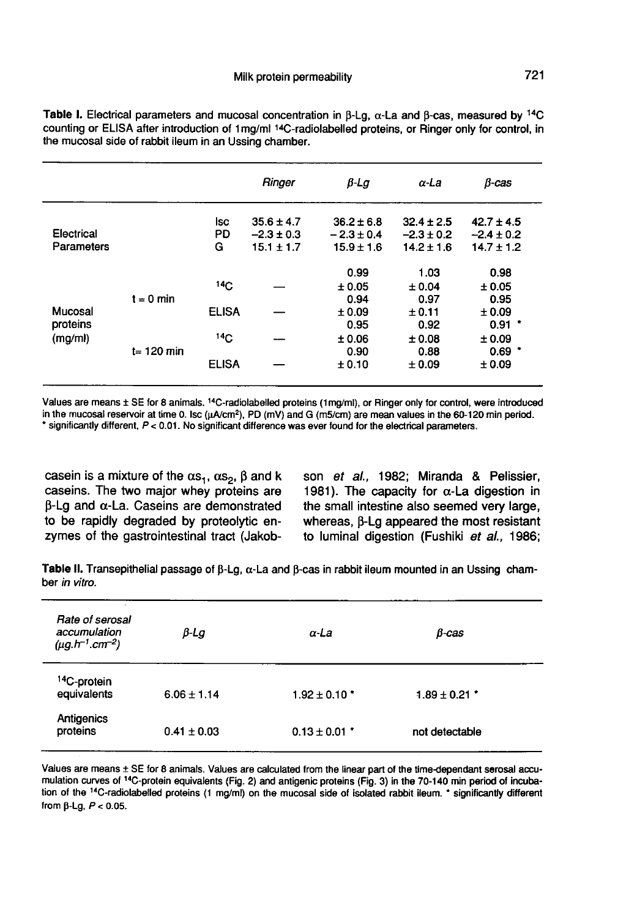**Table I.** Electrical parameters and mucosal concentration in β-Lg, α-La and β-cas, measured by $^{14}C$ counting or ELISA after introduction of 1mg/ml $^{14}C$-radiolabelled proteins, or Ringer only for control, in the mucosal side of rabbit ileum in an Ussing chamber.

| | | | *Ringer* | *β-Lg* | *α-La* | *β-cas* |
|---|---|---|---|---|---|---|
| Electrical Parameters | | Isc | 35.6 ± 4.7 | 36.2 ± 6.8 | 32.4 ± 2.5 | 42.7 ± 4.5 |
| | | PD | −2.3 ± 0.3 | − 2.3 ± 0.4 | −2.3 ± 0.2 | −2.4 ± 0.2 |
| | | G | 15.1 ± 1.7 | 15.9 ± 1.6 | 14.2 ± 1.6 | 14.7 ± 1.2 |
| Mucosal proteins (mg/ml) | t = 0 min | $^{14}C$ | — | 0.99 ± 0.05 | 1.03 ± 0.04 | 0.98 ± 0.05 |
| | | ELISA | — | 0.94 ± 0.09 | 0.97 ± 0.11 | 0.95 ± 0.09 |
| | t= 120 min | $^{14}C$ | — | 0.95 ± 0.06 | 0.92 ± 0.08 | 0.91 * ± 0.09 |
| | | ELISA | — | 0.90 ± 0.10 | 0.88 ± 0.09 | 0.69 * ± 0.09 |

Values are means ± SE for 8 animals. $^{14}C$-radiolabelled proteins (1mg/ml), or Ringer only for control, were introduced in the mucosal reservoir at time 0. Isc (μA/cm²), PD (mV) and G (mS/cm) are mean values in the 60-120 min period. * significantly different, $P < 0.01$. No significant difference was ever found for the electrical parameters.

casein is a mixture of the $\alpha s_1$, $\alpha s_2$, β and k caseins. The two major whey proteins are β-Lg and α-La. Caseins are demonstrated to be rapidly degraded by proteolytic enzymes of the gastrointestinal tract (Jakobson *et al.*, 1982; Miranda & Pelissier, 1981). The capacity for α-La digestion in the small intestine also seemed very large, whereas, β-Lg appeared the most resistant to luminal digestion (Fushiki *et al.*, 1986;

**Table II.** Transepithelial passage of β-Lg, α-La and β-cas in rabbit ileum mounted in an Ussing chamber *in vitro*.

| *Rate of serosal accumulation ($\mu g.h^{-1}.cm^{-2}$)* | *β-Lg* | *α-La* | *β-cas* |
|---|---|---|---|
| $^{14}C$-protein equivalents | 6.06 ± 1.14 | 1.92 ± 0.10 * | 1.89 ± 0.21 * |
| Antigenics proteins | 0.41 ± 0.03 | 0.13 ± 0.01 * | not detectable |

Values are means ± SE for 8 animals. Values are calculated from the linear part of the time-dependant serosal accumulation curves of $^{14}C$-protein equivalents (Fig. 2) and antigenic proteins (Fig. 3) in the 70-140 min period of incubation of the $^{14}C$-radiolabelled proteins (1 mg/ml) on the mucosal side of isolated rabbit ileum. * significantly different from β-Lg, $P < 0.05$.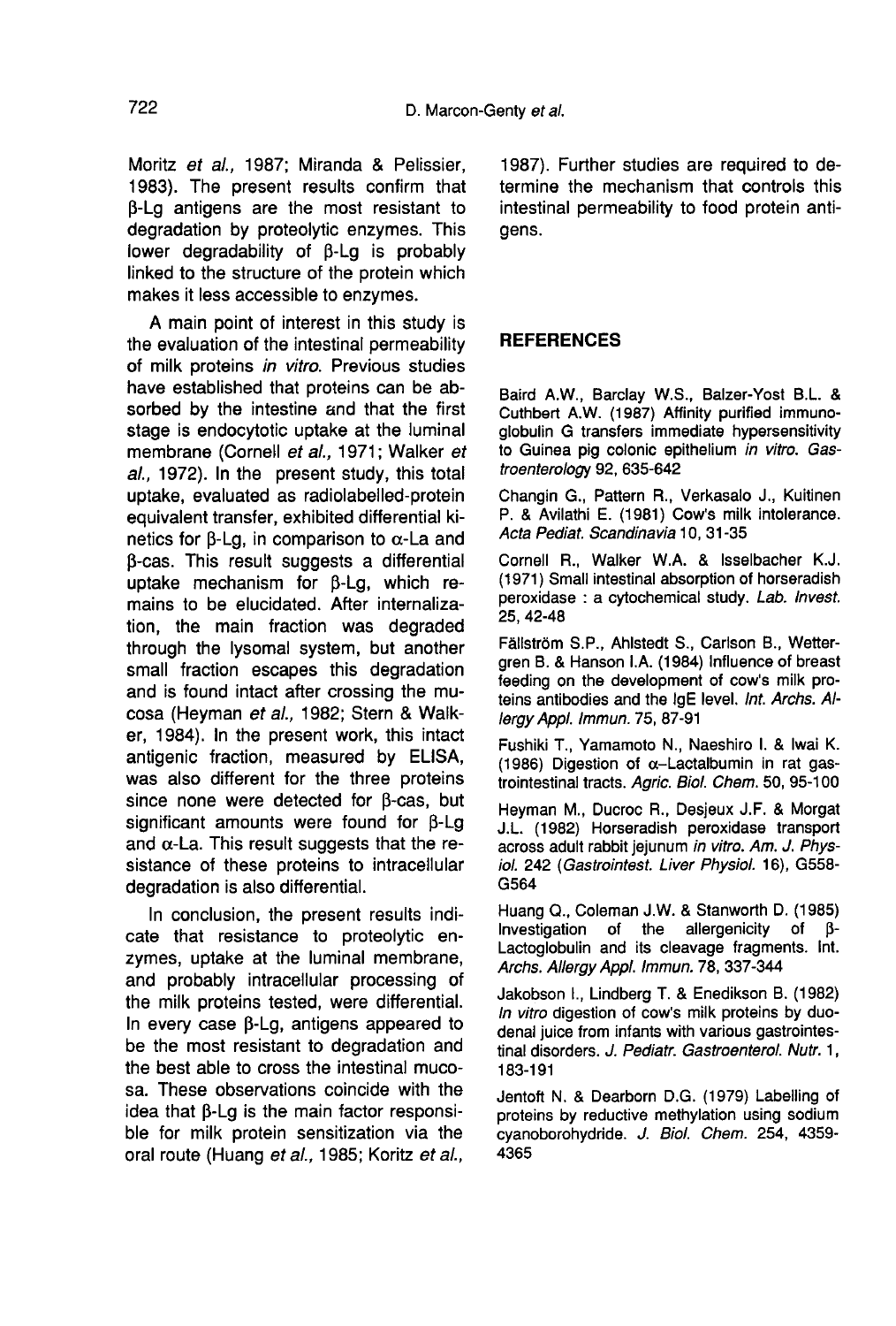Moritz *et al.*, 1987; Miranda & Pelissier, 1983). The present results confirm that β-Lg antigens are the most resistant to degradation by proteolytic enzymes. This lower degradability of β-Lg is probably linked to the structure of the protein which makes it less accessible to enzymes.

A main point of interest in this study is the evaluation of the intestinal permeability of milk proteins *in vitro*. Previous studies have established that proteins can be absorbed by the intestine and that the first stage is endocytotic uptake at the luminal membrane (Cornell *et al.*, 1971; Walker *et al.*, 1972). In the present study, this total uptake, evaluated as radiolabelled-protein equivalent transfer, exhibited differential kinetics for β-Lg, in comparison to α-La and β-cas. This result suggests a differential uptake mechanism for β-Lg, which remains to be elucidated. After internalization, the main fraction was degraded through the lysomal system, but another small fraction escapes this degradation and is found intact after crossing the mucosa (Heyman *et al.*, 1982; Stern & Walker, 1984). In the present work, this intact antigenic fraction, measured by ELISA, was also different for the three proteins since none were detected for β-cas, but significant amounts were found for β-Lg and α-La. This result suggests that the resistance of these proteins to intracellular degradation is also differential.

In conclusion, the present results indicate that resistance to proteolytic enzymes, uptake at the luminal membrane, and probably intracellular processing of the milk proteins tested, were differential. In every case β-Lg, antigens appeared to be the most resistant to degradation and the best able to cross the intestinal mucosa. These observations coincide with the idea that β-Lg is the main factor responsible for milk protein sensitization via the oral route (Huang *et al.*, 1985; Koritz *et al.*, 1987). Further studies are required to determine the mechanism that controls this intestinal permeability to food protein antigens.

## REFERENCES

Baird A.W., Barclay W.S., Balzer-Yost B.L. & Cuthbert A.W. (1987) Affinity purified immunoglobulin G transfers immediate hypersensitivity to Guinea pig colonic epithelium *in vitro*. *Gastroenterology* 92, 635-642

Changin G., Pattern R., Verkasalo J., Kuitinen P. & Avilathi E. (1981) Cow's milk intolerance. *Acta Pediat. Scandinavia* 10, 31-35

Cornell R., Walker W.A. & Isselbacher K.J. (1971) Small intestinal absorption of horseradish peroxidase : a cytochemical study. *Lab. Invest.* 25, 42-48

Fällström S.P., Ahlstedt S., Carlson B., Wettergren B. & Hanson I.A. (1984) Influence of breast feeding on the development of cow's milk proteins antibodies and the IgE level. *Int. Archs. Allergy Appl. Immun.* 75, 87-91

Fushiki T., Yamamoto N., Naeshiro I. & Iwai K. (1986) Digestion of α-Lactalbumin in rat gastrointestinal tracts. *Agric. Biol. Chem.* 50, 95-100

Heyman M., Ducroc R., Desjeux J.F. & Morgat J.L. (1982) Horseradish peroxidase transport across adult rabbit jejunum *in vitro*. *Am. J. Physiol.* 242 (*Gastrointest. Liver Physiol.* 16), G558-G564

Huang Q., Coleman J.W. & Stanworth D. (1985) Investigation of the allergenicity of β-Lactoglobulin and its cleavage fragments. Int. Archs. Allergy Appl. Immun. 78, 337-344

Jakobson I., Lindberg T. & Enedikson B. (1982) *In vitro* digestion of cow's milk proteins by duodenal juice from infants with various gastrointestinal disorders. *J. Pediatr. Gastroenterol. Nutr.* 1, 183-191

Jentoft N. & Dearborn D.G. (1979) Labelling of proteins by reductive methylation using sodium cyanoborohydride. *J. Biol. Chem.* 254, 4359-4365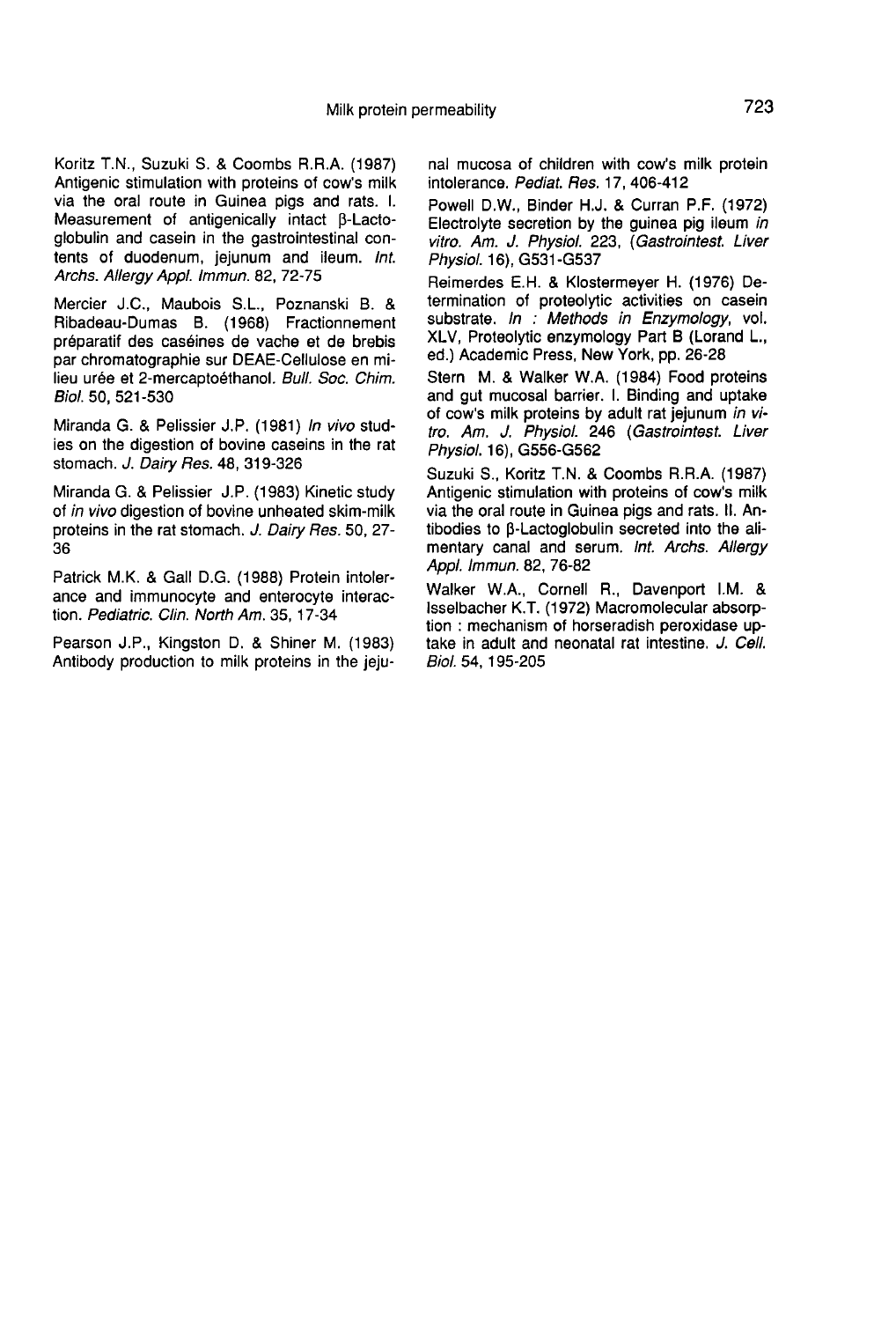Koritz T.N., Suzuki S. & Coombs R.R.A. (1987) Antigenic stimulation with proteins of cow's milk via the oral route in Guinea pigs and rats. I. Measurement of antigenically intact β-Lactoglobulin and casein in the gastrointestinal contents of duodenum, jejunum and ileum. *Int. Archs. Allergy Appl. Immun.* 82, 72-75

Mercier J.C., Maubois S.L., Poznanski B. & Ribadeau-Dumas B. (1968) Fractionnement préparatif des caséines de vache et de brebis par chromatographie sur DEAE-Cellulose en milieu urée et 2-mercaptoéthanol. *Bull. Soc. Chim. Biol.* 50, 521-530

Miranda G. & Pelissier J.P. (1981) *In vivo* studies on the digestion of bovine caseins in the rat stomach. *J. Dairy Res.* 48, 319-326

Miranda G. & Pelissier J.P. (1983) Kinetic study of *in vivo* digestion of bovine unheated skim-milk proteins in the rat stomach. *J. Dairy Res.* 50, 27-36

Patrick M.K. & Gall D.G. (1988) Protein intolerance and immunocyte and enterocyte interaction. *Pediatric. Clin. North Am.* 35, 17-34

Pearson J.P., Kingston D. & Shiner M. (1983) Antibody production to milk proteins in the jejunal mucosa of children with cow's milk protein intolerance. *Pediat. Res.* 17, 406-412

Powell D.W., Binder H.J. & Curran P.F. (1972) Electrolyte secretion by the guinea pig ileum *in vitro*. *Am. J. Physiol.* 223, (*Gastrointest. Liver Physiol.* 16), G531-G537

Reimerdes E.H. & Klostermeyer H. (1976) Determination of proteolytic activities on casein substrate. *In : Methods in Enzymology*, vol. XLV, Proteolytic enzymology Part B (Lorand L., ed.) Academic Press, New York, pp. 26-28

Stern M. & Walker W.A. (1984) Food proteins and gut mucosal barrier. I. Binding and uptake of cow's milk proteins by adult rat jejunum *in vitro*. *Am. J. Physiol.* 246 (*Gastrointest. Liver Physiol.* 16), G556-G562

Suzuki S., Koritz T.N. & Coombs R.R.A. (1987) Antigenic stimulation with proteins of cow's milk via the oral route in Guinea pigs and rats. II. Antibodies to β-Lactoglobulin secreted into the alimentary canal and serum. *Int. Archs. Allergy Appl. Immun.* 82, 76-82

Walker W.A., Cornell R., Davenport I.M. & Isselbacher K.T. (1972) Macromolecular absorption : mechanism of horseradish peroxidase uptake in adult and neonatal rat intestine. *J. Cell. Biol.* 54, 195-205